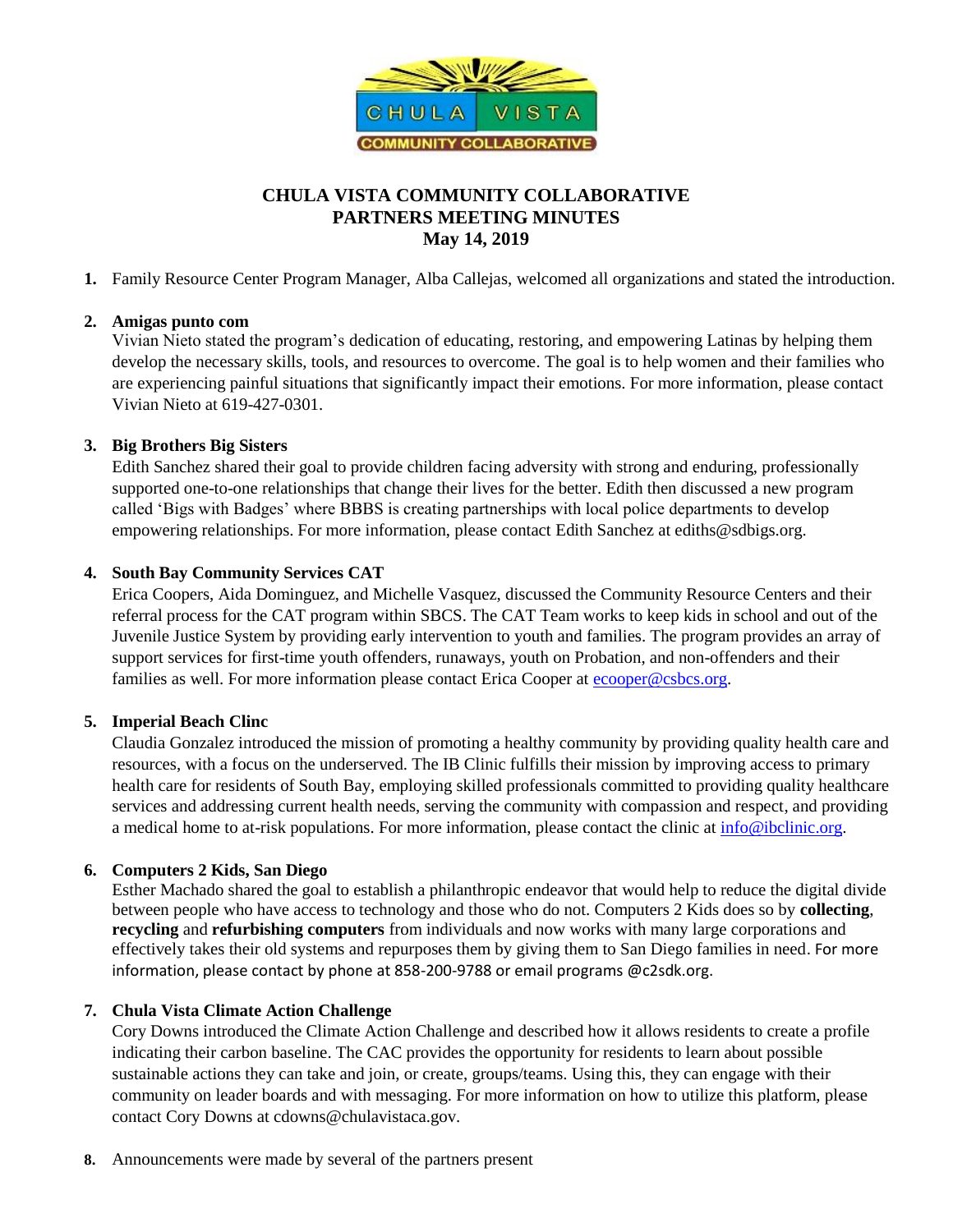# CHULA VISTA COMMUNITY COLLABORATIVE
## PARTNERS MEETING MINUTES
### May 14, 2019

1. Family Resource Center Program Manager, Alba Callejas, welcomed all organizations and stated the introduction.

2. **Amigas punto com**
   Vivian Nieto stated the program's dedication of educating, restoring, and empowering Latinas by helping them develop the necessary skills, tools, and resources to overcome. The goal is to help women and their families who are experiencing painful situations that significantly impact their emotions. For more information, please contact Vivian Nieto at 619-427-0301.

3. **Big Brothers Big Sisters**
   Edith Sanchez shared their goal to provide children facing adversity with strong and enduring, professionally supported one-to-one relationships that change their lives for the better. Edith then discussed a new program called 'Bigs with Badges' where BBBS is creating partnerships with local police departments to develop empowering relationships. For more information, please contact Edith Sanchez at ediths@sdbigs.org.

4. **South Bay Community Services CAT**
   Erica Coopers, Aida Dominguez, and Michelle Vasquez, discussed the Community Resource Centers and their referral process for the CAT program within SBCS. The CAT Team works to keep kids in school and out of the Juvenile Justice System by providing early intervention to youth and families. The program provides an array of support services for first-time youth offenders, runaways, youth on Probation, and non-offenders and their families as well. For more information please contact Erica Cooper at ecooper@csbcs.org.

5. **Imperial Beach Clinc**
   Claudia Gonzalez introduced the mission of promoting a healthy community by providing quality health care and resources, with a focus on the underserved. The IB Clinic fulfills their mission by improving access to primary health care for residents of South Bay, employing skilled professionals committed to providing quality healthcare services and addressing current health needs, serving the community with compassion and respect, and providing a medical home to at-risk populations. For more information, please contact the clinic at info@ibclinic.org.

6. **Computers 2 Kids, San Diego**
   Esther Machado shared the goal to establish a philanthropic endeavor that would help to reduce the digital divide between people who have access to technology and those who do not. Computers 2 Kids does so by **collecting**, **recycling** and **refurbishing computers** from individuals and now works with many large corporations and effectively takes their old systems and repurposes them by giving them to San Diego families in need. For more information, please contact by phone at 858-200-9788 or email programs @c2sdk.org.

7. **Chula Vista Climate Action Challenge**
   Cory Downs introduced the Climate Action Challenge and described how it allows residents to create a profile indicating their carbon baseline. The CAC provides the opportunity for residents to learn about possible sustainable actions they can take and join, or create, groups/teams. Using this, they can engage with their community on leader boards and with messaging. For more information on how to utilize this platform, please contact Cory Downs at cdowns@chulavistaca.gov.

8. Announcements were made by several of the partners present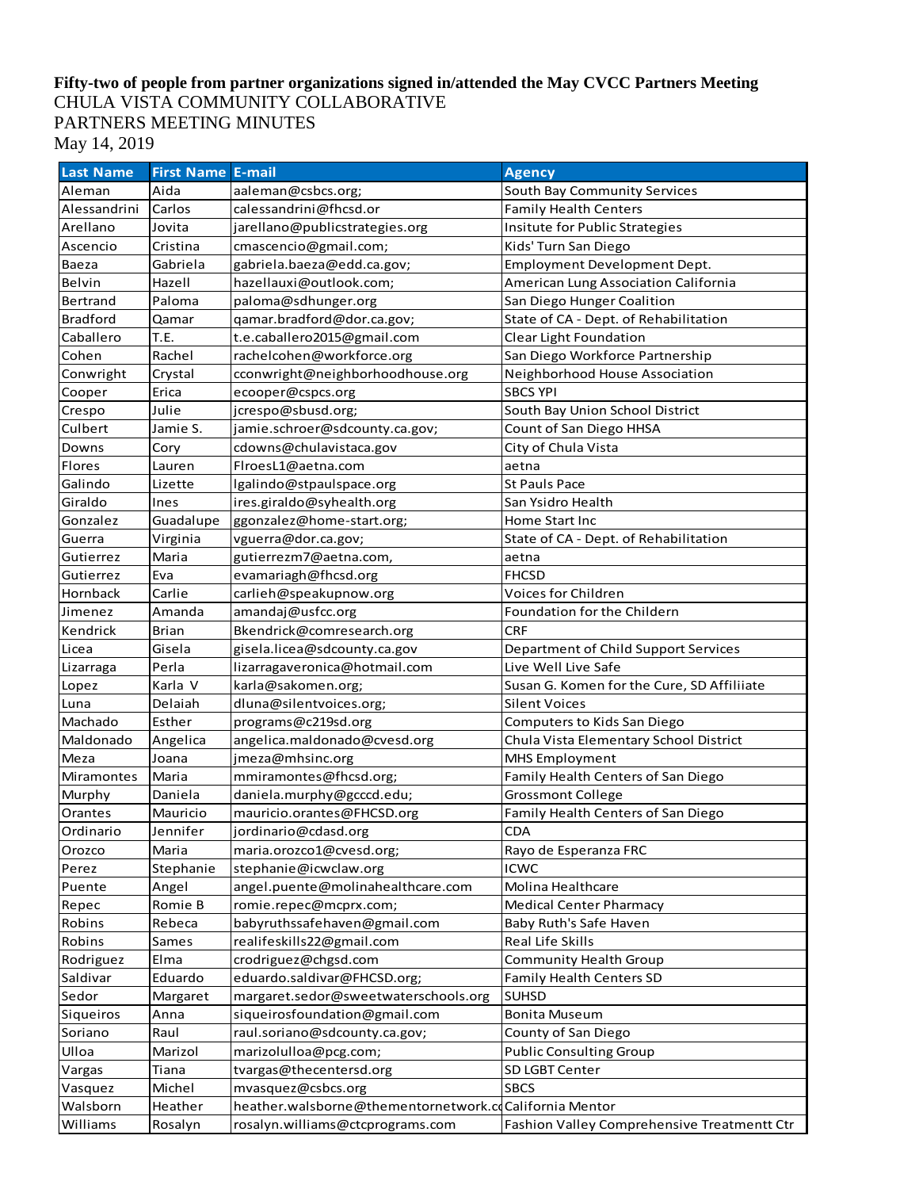**Fifty-two of people from partner organizations signed in/attended the May CVCC Partners Meeting**

CHULA VISTA COMMUNITY COLLABORATIVE

PARTNERS MEETING MINUTES

May 14, 2019

| Last Name | First Name | E-mail | Agency |
|---|---|---|---|
| Aleman | Aida | aaleman@csbcs.org; | South Bay Community Services |
| Alessandrini | Carlos | calessandrini@fhcsd.or | Family Health Centers |
| Arellano | Jovita | jarellano@publicstrategies.org | Insitute for Public Strategies |
| Ascencio | Cristina | cmascencio@gmail.com; | Kids' Turn San Diego |
| Baeza | Gabriela | gabriela.baeza@edd.ca.gov; | Employment Development Dept. |
| Belvin | Hazell | hazellauxi@outlook.com; | American Lung Association California |
| Bertrand | Paloma | paloma@sdhunger.org | San Diego Hunger Coalition |
| Bradford | Qamar | qamar.bradford@dor.ca.gov; | State of CA - Dept. of Rehabilitation |
| Caballero | T.E. | t.e.caballero2015@gmail.com | Clear Light Foundation |
| Cohen | Rachel | rachelcohen@workforce.org | San Diego Workforce Partnership |
| Conwright | Crystal | cconwright@neighborhoodhouse.org | Neighborhood House Association |
| Cooper | Erica | ecooper@cspcs.org | SBCS YPI |
| Crespo | Julie | jcrespo@sbusd.org; | South Bay Union School District |
| Culbert | Jamie S. | jamie.schroer@sdcounty.ca.gov; | Count of San Diego HHSA |
| Downs | Cory | cdowns@chulavistaca.gov | City of Chula Vista |
| Flores | Lauren | FlroesL1@aetna.com | aetna |
| Galindo | Lizette | lgalindo@stpaulspace.org | St Pauls Pace |
| Giraldo | Ines | ires.giraldo@syhealth.org | San Ysidro Health |
| Gonzalez | Guadalupe | ggonzalez@home-start.org; | Home Start Inc |
| Guerra | Virginia | vguerra@dor.ca.gov; | State of CA - Dept. of Rehabilitation |
| Gutierrez | Maria | gutierrezm7@aetna.com, | aetna |
| Gutierrez | Eva | evamariagh@fhcsd.org | FHCSD |
| Hornback | Carlie | carlieh@speakupnow.org | Voices for Children |
| Jimenez | Amanda | amandaj@usfcc.org | Foundation for the Childern |
| Kendrick | Brian | Bkendrick@comresearch.org | CRF |
| Licea | Gisela | gisela.licea@sdcounty.ca.gov | Department of Child Support Services |
| Lizarraga | Perla | lizarragaveronica@hotmail.com | Live Well Live Safe |
| Lopez | Karla V | karla@sakomen.org; | Susan G. Komen for the Cure, SD Affiliiate |
| Luna | Delaiah | dluna@silentvoices.org; | Silent Voices |
| Machado | Esther | programs@c219sd.org | Computers to Kids San Diego |
| Maldonado | Angelica | angelica.maldonado@cvesd.org | Chula Vista Elementary School District |
| Meza | Joana | jmeza@mhsinc.org | MHS Employment |
| Miramontes | Maria | mmiramontes@fhcsd.org; | Family Health Centers of San Diego |
| Murphy | Daniela | daniela.murphy@gcccd.edu; | Grossmont College |
| Orantes | Mauricio | mauricio.orantes@FHCSD.org | Family Health Centers of San Diego |
| Ordinario | Jennifer | jordinario@cdasd.org | CDA |
| Orozco | Maria | maria.orozco1@cvesd.org; | Rayo de Esperanza FRC |
| Perez | Stephanie | stephanie@icwclaw.org | ICWC |
| Puente | Angel | angel.puente@molinahealthcare.com | Molina Healthcare |
| Repec | Romie B | romie.repec@mcprx.com; | Medical Center Pharmacy |
| Robins | Rebeca | babyruthssafehaven@gmail.com | Baby Ruth's Safe Haven |
| Robins | Sames | realifeskills22@gmail.com | Real Life Skills |
| Rodriguez | Elma | crodriguez@chgsd.com | Community Health Group |
| Saldivar | Eduardo | eduardo.saldivar@FHCSD.org; | Family Health Centers SD |
| Sedor | Margaret | margaret.sedor@sweetwaterschools.org | SUHSD |
| Siqueiros | Anna | siqueirosfoundation@gmail.com | Bonita Museum |
| Soriano | Raul | raul.soriano@sdcounty.ca.gov; | County of San Diego |
| Ulloa | Marizol | marizolulloa@pcg.com; | Public Consulting Group |
| Vargas | Tiana | tvargas@thecentersd.org | SD LGBT Center |
| Vasquez | Michel | mvasquez@csbcs.org | SBCS |
| Walsborn | Heather | heather.walsborne@thementornetwork.co | California Mentor |
| Williams | Rosalyn | rosalyn.williams@ctcprograms.com | Fashion Valley Comprehensive Treatmentt Ctr |